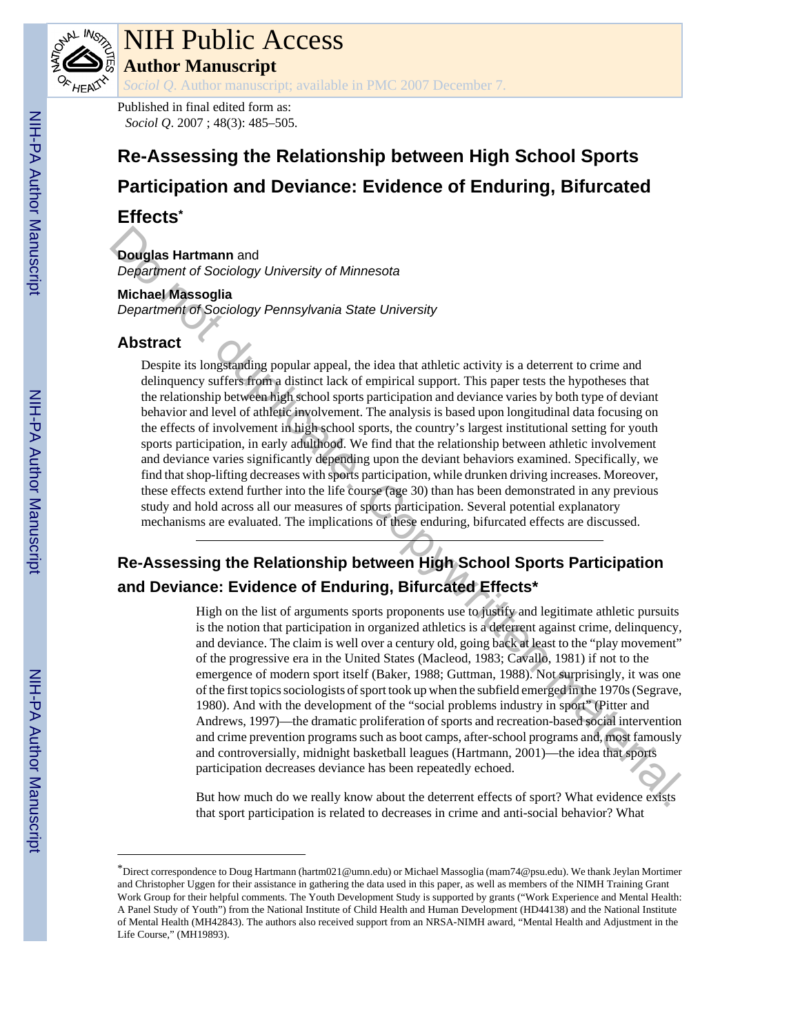# NIH Public Access

## Author Manuscript

*Sociol Q*. Author manuscript; available in PMC 2007 December 7.

Published in final edited form as:
*Sociol Q*. 2007 ; 48(3): 485–505.

# Re-Assessing the Relationship between High School Sports Participation and Deviance: Evidence of Enduring, Bifurcated Effects*

**Douglas Hartmann** and
*Department of Sociology University of Minnesota*

**Michael Massoglia**
*Department of Sociology Pennsylvania State University*

## Abstract

Despite its longstanding popular appeal, the idea that athletic activity is a deterrent to crime and delinquency suffers from a distinct lack of empirical support. This paper tests the hypotheses that the relationship between high school sports participation and deviance varies by both type of deviant behavior and level of athletic involvement. The analysis is based upon longitudinal data focusing on the effects of involvement in high school sports, the country's largest institutional setting for youth sports participation, in early adulthood. We find that the relationship between athletic involvement and deviance varies significantly depending upon the deviant behaviors examined. Specifically, we find that shop-lifting decreases with sports participation, while drunken driving increases. Moreover, these effects extend further into the life course (age 30) than has been demonstrated in any previous study and hold across all our measures of sports participation. Several potential explanatory mechanisms are evaluated. The implications of these enduring, bifurcated effects are discussed.

## Re-Assessing the Relationship between High School Sports Participation and Deviance: Evidence of Enduring, Bifurcated Effects*

High on the list of arguments sports proponents use to justify and legitimate athletic pursuits is the notion that participation in organized athletics is a deterrent against crime, delinquency, and deviance. The claim is well over a century old, going back at least to the "play movement" of the progressive era in the United States (Macleod, 1983; Cavallo, 1981) if not to the emergence of modern sport itself (Baker, 1988; Guttman, 1988). Not surprisingly, it was one of the first topics sociologists of sport took up when the subfield emerged in the 1970s (Segrave, 1980). And with the development of the "social problems industry in sport" (Pitter and Andrews, 1997)—the dramatic proliferation of sports and recreation-based social intervention and crime prevention programs such as boot camps, after-school programs and, most famously and controversially, midnight basketball leagues (Hartmann, 2001)—the idea that sports participation decreases deviance has been repeatedly echoed.

But how much do we really know about the deterrent effects of sport? What evidence exists that sport participation is related to decreases in crime and anti-social behavior? What

---

*Direct correspondence to Doug Hartmann (hartm021@umn.edu) or Michael Massoglia (mam74@psu.edu). We thank Jeylan Mortimer and Christopher Uggen for their assistance in gathering the data used in this paper, as well as members of the NIMH Training Grant Work Group for their helpful comments. The Youth Development Study is supported by grants ("Work Experience and Mental Health: A Panel Study of Youth") from the National Institute of Child Health and Human Development (HD44138) and the National Institute of Mental Health (MH42843). The authors also received support from an NRSA-NIMH award, "Mental Health and Adjustment in the Life Course," (MH19893).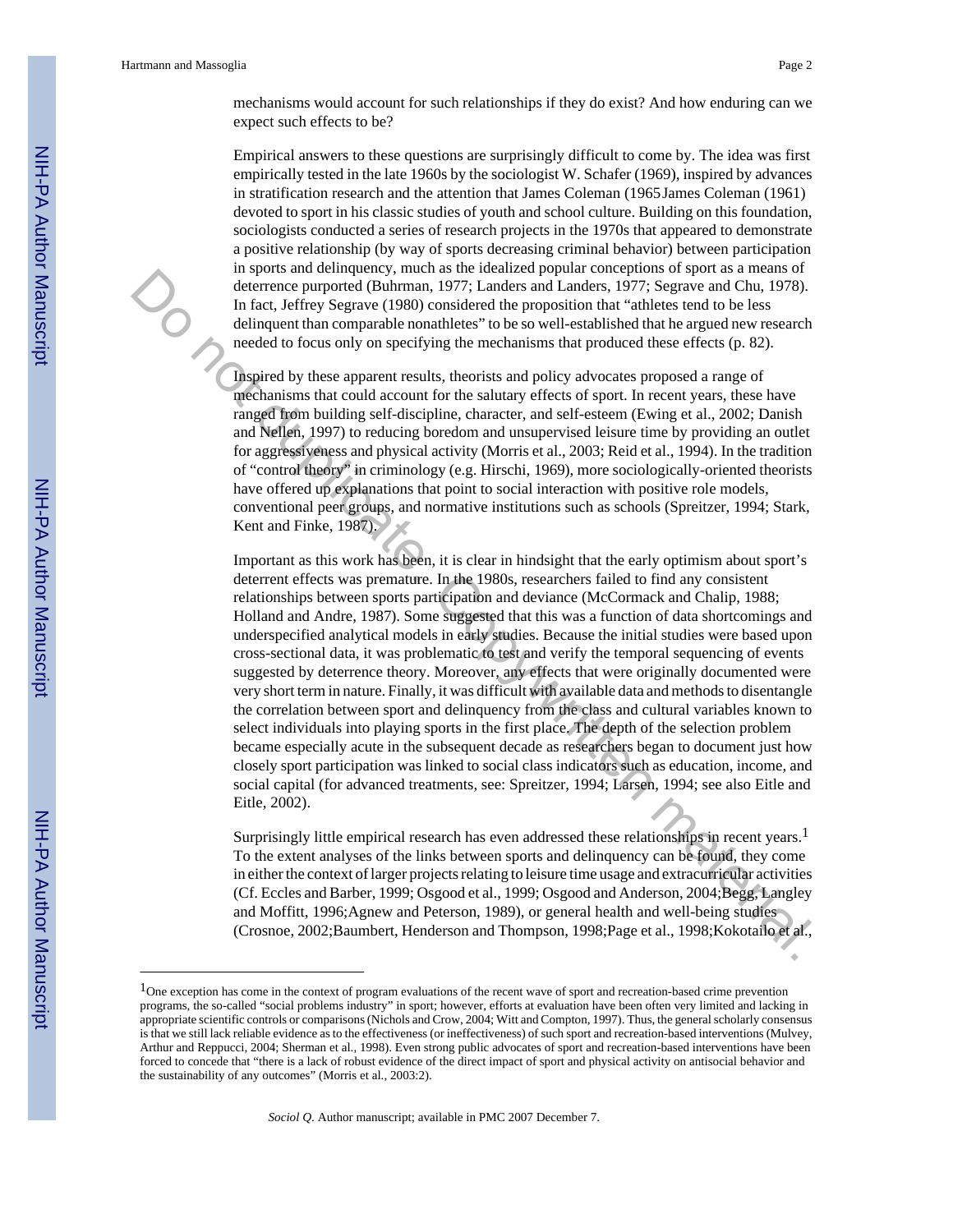mechanisms would account for such relationships if they do exist? And how enduring can we expect such effects to be?

Empirical answers to these questions are surprisingly difficult to come by. The idea was first empirically tested in the late 1960s by the sociologist W. Schafer (1969), inspired by advances in stratification research and the attention that James Coleman (1965James Coleman (1961) devoted to sport in his classic studies of youth and school culture. Building on this foundation, sociologists conducted a series of research projects in the 1970s that appeared to demonstrate a positive relationship (by way of sports decreasing criminal behavior) between participation in sports and delinquency, much as the idealized popular conceptions of sport as a means of deterrence purported (Buhrman, 1977; Landers and Landers, 1977; Segrave and Chu, 1978). In fact, Jeffrey Segrave (1980) considered the proposition that "athletes tend to be less delinquent than comparable nonathletes" to be so well-established that he argued new research needed to focus only on specifying the mechanisms that produced these effects (p. 82).

Inspired by these apparent results, theorists and policy advocates proposed a range of mechanisms that could account for the salutary effects of sport. In recent years, these have ranged from building self-discipline, character, and self-esteem (Ewing et al., 2002; Danish and Nellen, 1997) to reducing boredom and unsupervised leisure time by providing an outlet for aggressiveness and physical activity (Morris et al., 2003; Reid et al., 1994). In the tradition of "control theory" in criminology (e.g. Hirschi, 1969), more sociologically-oriented theorists have offered up explanations that point to social interaction with positive role models, conventional peer groups, and normative institutions such as schools (Spreitzer, 1994; Stark, Kent and Finke, 1987).

Important as this work has been, it is clear in hindsight that the early optimism about sport's deterrent effects was premature. In the 1980s, researchers failed to find any consistent relationships between sports participation and deviance (McCormack and Chalip, 1988; Holland and Andre, 1987). Some suggested that this was a function of data shortcomings and underspecified analytical models in early studies. Because the initial studies were based upon cross-sectional data, it was problematic to test and verify the temporal sequencing of events suggested by deterrence theory. Moreover, any effects that were originally documented were very short term in nature. Finally, it was difficult with available data and methods to disentangle the correlation between sport and delinquency from the class and cultural variables known to select individuals into playing sports in the first place. The depth of the selection problem became especially acute in the subsequent decade as researchers began to document just how closely sport participation was linked to social class indicators such as education, income, and social capital (for advanced treatments, see: Spreitzer, 1994; Larsen, 1994; see also Eitle and Eitle, 2002).

Surprisingly little empirical research has even addressed these relationships in recent years.[1] To the extent analyses of the links between sports and delinquency can be found, they come in either the context of larger projects relating to leisure time usage and extracurricular activities (Cf. Eccles and Barber, 1999; Osgood et al., 1999; Osgood and Anderson, 2004;Begg, Langley and Moffitt, 1996;Agnew and Peterson, 1989), or general health and well-being studies (Crosnoe, 2002;Baumbert, Henderson and Thompson, 1998;Page et al., 1998;Kokotailo et al.,

---

[1]One exception has come in the context of program evaluations of the recent wave of sport and recreation-based crime prevention programs, the so-called "social problems industry" in sport; however, efforts at evaluation have been often very limited and lacking in appropriate scientific controls or comparisons (Nichols and Crow, 2004; Witt and Compton, 1997). Thus, the general scholarly consensus is that we still lack reliable evidence as to the effectiveness (or ineffectiveness) of such sport and recreation-based interventions (Mulvey, Arthur and Reppucci, 2004; Sherman et al., 1998). Even strong public advocates of sport and recreation-based interventions have been forced to concede that "there is a lack of robust evidence of the direct impact of sport and physical activity on antisocial behavior and the sustainability of any outcomes" (Morris et al., 2003:2).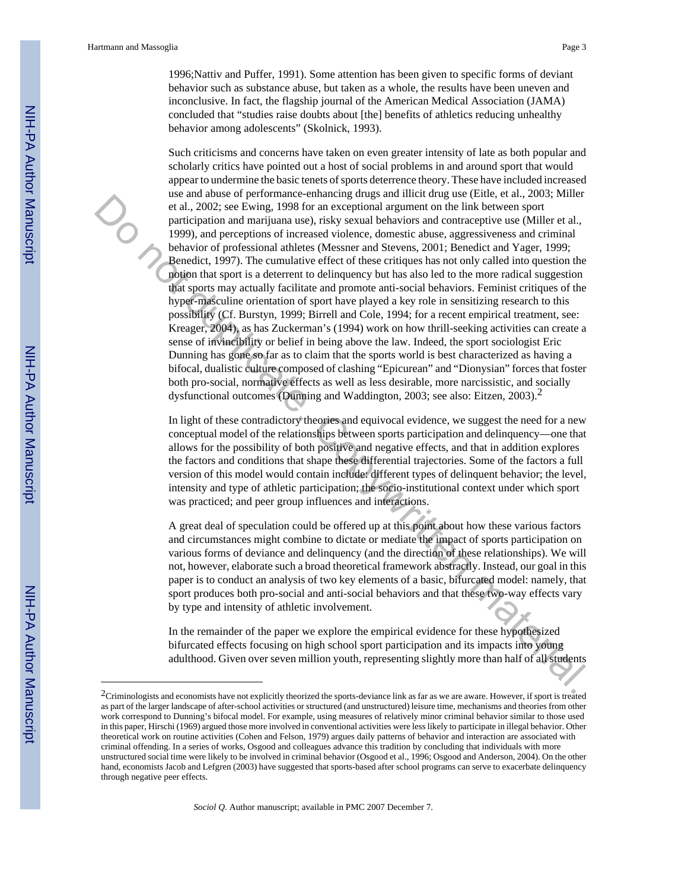1996;Nattiv and Puffer, 1991). Some attention has been given to specific forms of deviant behavior such as substance abuse, but taken as a whole, the results have been uneven and inconclusive. In fact, the flagship journal of the American Medical Association (JAMA) concluded that "studies raise doubts about [the] benefits of athletics reducing unhealthy behavior among adolescents" (Skolnick, 1993).

Such criticisms and concerns have taken on even greater intensity of late as both popular and scholarly critics have pointed out a host of social problems in and around sport that would appear to undermine the basic tenets of sports deterrence theory. These have included increased use and abuse of performance-enhancing drugs and illicit drug use (Eitle, et al., 2003; Miller et al., 2002; see Ewing, 1998 for an exceptional argument on the link between sport participation and marijuana use), risky sexual behaviors and contraceptive use (Miller et al., 1999), and perceptions of increased violence, domestic abuse, aggressiveness and criminal behavior of professional athletes (Messner and Stevens, 2001; Benedict and Yager, 1999; Benedict, 1997). The cumulative effect of these critiques has not only called into question the notion that sport is a deterrent to delinquency but has also led to the more radical suggestion that sports may actually facilitate and promote anti-social behaviors. Feminist critiques of the hyper-masculine orientation of sport have played a key role in sensitizing research to this possibility (Cf. Burstyn, 1999; Birrell and Cole, 1994; for a recent empirical treatment, see: Kreager, 2004), as has Zuckerman's (1994) work on how thrill-seeking activities can create a sense of invincibility or belief in being above the law. Indeed, the sport sociologist Eric Dunning has gone so far as to claim that the sports world is best characterized as having a bifocal, dualistic culture composed of clashing "Epicurean" and "Dionysian" forces that foster both pro-social, normative effects as well as less desirable, more narcissistic, and socially dysfunctional outcomes (Dunning and Waddington, 2003; see also: Eitzen, 2003).[2]

In light of these contradictory theories and equivocal evidence, we suggest the need for a new conceptual model of the relationships between sports participation and delinquency—one that allows for the possibility of both positive and negative effects, and that in addition explores the factors and conditions that shape these differential trajectories. Some of the factors a full version of this model would contain include: different types of delinquent behavior; the level, intensity and type of athletic participation; the socio-institutional context under which sport was practiced; and peer group influences and interactions.

A great deal of speculation could be offered up at this point about how these various factors and circumstances might combine to dictate or mediate the impact of sports participation on various forms of deviance and delinquency (and the direction of these relationships). We will not, however, elaborate such a broad theoretical framework abstractly. Instead, our goal in this paper is to conduct an analysis of two key elements of a basic, bifurcated model: namely, that sport produces both pro-social and anti-social behaviors and that these two-way effects vary by type and intensity of athletic involvement.

In the remainder of the paper we explore the empirical evidence for these hypothesized bifurcated effects focusing on high school sport participation and its impacts into young adulthood. Given over seven million youth, representing slightly more than half of all students

---

[2]Criminologists and economists have not explicitly theorized the sports-deviance link as far as we are aware. However, if sport is treated as part of the larger landscape of after-school activities or structured (and unstructured) leisure time, mechanisms and theories from other work correspond to Dunning's bifocal model. For example, using measures of relatively minor criminal behavior similar to those used in this paper, Hirschi (1969) argued those more involved in conventional activities were less likely to participate in illegal behavior. Other theoretical work on routine activities (Cohen and Felson, 1979) argues daily patterns of behavior and interaction are associated with criminal offending. In a series of works, Osgood and colleagues advance this tradition by concluding that individuals with more unstructured social time were likely to be involved in criminal behavior (Osgood et al., 1996; Osgood and Anderson, 2004). On the other hand, economists Jacob and Lefgren (2003) have suggested that sports-based after school programs can serve to exacerbate delinquency through negative peer effects.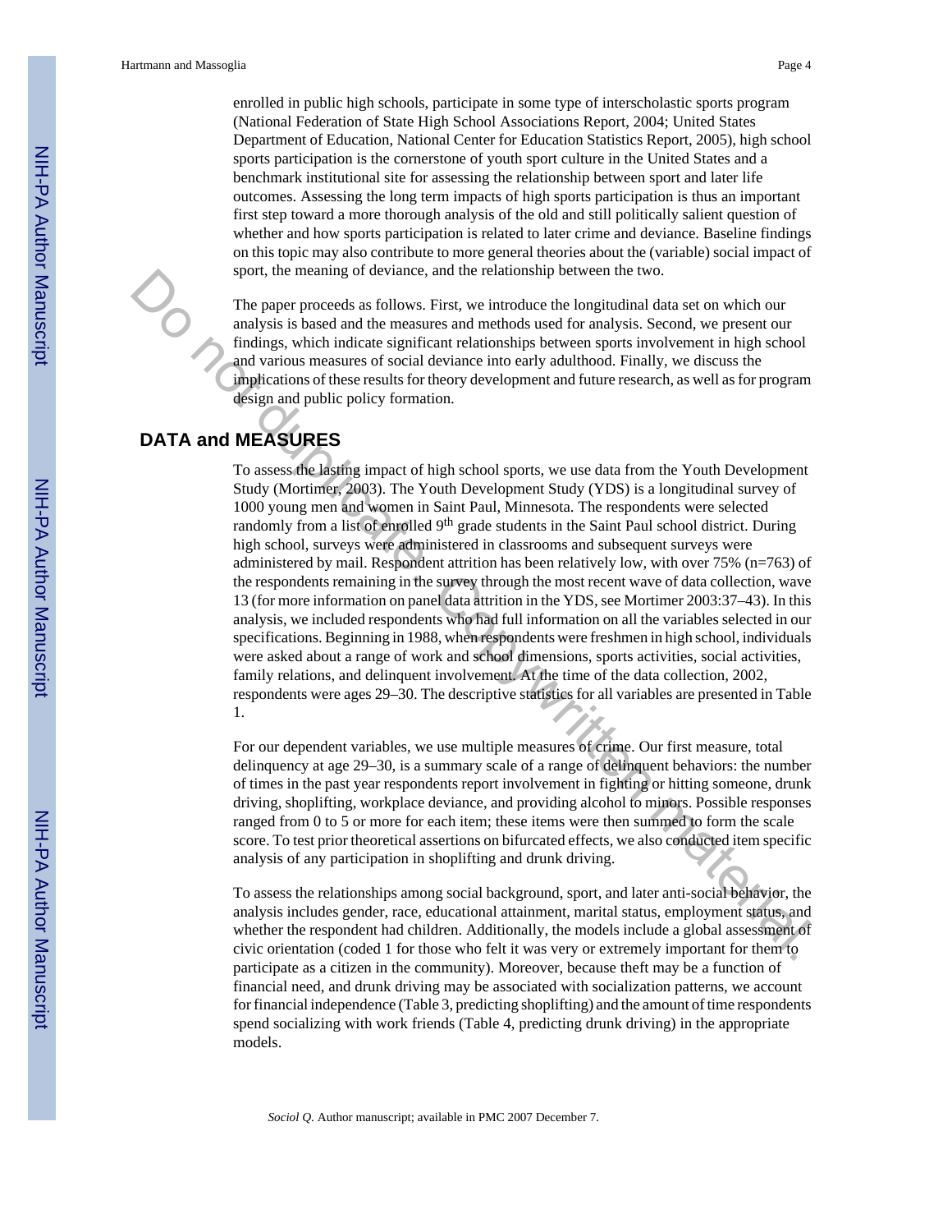enrolled in public high schools, participate in some type of interscholastic sports program (National Federation of State High School Associations Report, 2004; United States Department of Education, National Center for Education Statistics Report, 2005), high school sports participation is the cornerstone of youth sport culture in the United States and a benchmark institutional site for assessing the relationship between sport and later life outcomes. Assessing the long term impacts of high sports participation is thus an important first step toward a more thorough analysis of the old and still politically salient question of whether and how sports participation is related to later crime and deviance. Baseline findings on this topic may also contribute to more general theories about the (variable) social impact of sport, the meaning of deviance, and the relationship between the two.

The paper proceeds as follows. First, we introduce the longitudinal data set on which our analysis is based and the measures and methods used for analysis. Second, we present our findings, which indicate significant relationships between sports involvement in high school and various measures of social deviance into early adulthood. Finally, we discuss the implications of these results for theory development and future research, as well as for program design and public policy formation.

## DATA and MEASURES

To assess the lasting impact of high school sports, we use data from the Youth Development Study (Mortimer, 2003). The Youth Development Study (YDS) is a longitudinal survey of 1000 young men and women in Saint Paul, Minnesota. The respondents were selected randomly from a list of enrolled 9th grade students in the Saint Paul school district. During high school, surveys were administered in classrooms and subsequent surveys were administered by mail. Respondent attrition has been relatively low, with over 75% (n=763) of the respondents remaining in the survey through the most recent wave of data collection, wave 13 (for more information on panel data attrition in the YDS, see Mortimer 2003:37–43). In this analysis, we included respondents who had full information on all the variables selected in our specifications. Beginning in 1988, when respondents were freshmen in high school, individuals were asked about a range of work and school dimensions, sports activities, social activities, family relations, and delinquent involvement. At the time of the data collection, 2002, respondents were ages 29–30. The descriptive statistics for all variables are presented in Table 1.

For our dependent variables, we use multiple measures of crime. Our first measure, total delinquency at age 29–30, is a summary scale of a range of delinquent behaviors: the number of times in the past year respondents report involvement in fighting or hitting someone, drunk driving, shoplifting, workplace deviance, and providing alcohol to minors. Possible responses ranged from 0 to 5 or more for each item; these items were then summed to form the scale score. To test prior theoretical assertions on bifurcated effects, we also conducted item specific analysis of any participation in shoplifting and drunk driving.

To assess the relationships among social background, sport, and later anti-social behavior, the analysis includes gender, race, educational attainment, marital status, employment status, and whether the respondent had children. Additionally, the models include a global assessment of civic orientation (coded 1 for those who felt it was very or extremely important for them to participate as a citizen in the community). Moreover, because theft may be a function of financial need, and drunk driving may be associated with socialization patterns, we account for financial independence (Table 3, predicting shoplifting) and the amount of time respondents spend socializing with work friends (Table 4, predicting drunk driving) in the appropriate models.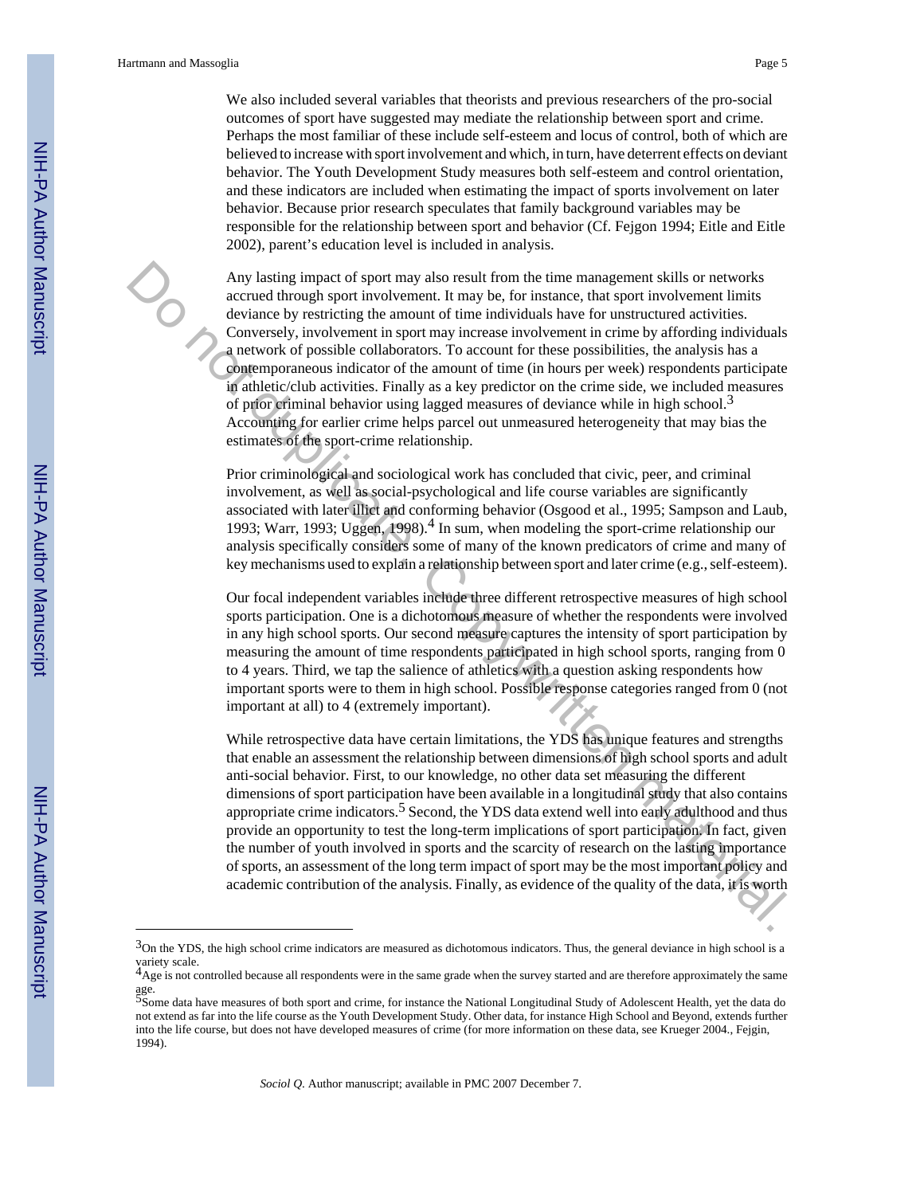We also included several variables that theorists and previous researchers of the pro-social outcomes of sport have suggested may mediate the relationship between sport and crime. Perhaps the most familiar of these include self-esteem and locus of control, both of which are believed to increase with sport involvement and which, in turn, have deterrent effects on deviant behavior. The Youth Development Study measures both self-esteem and control orientation, and these indicators are included when estimating the impact of sports involvement on later behavior. Because prior research speculates that family background variables may be responsible for the relationship between sport and behavior (Cf. Fejgon 1994; Eitle and Eitle 2002), parent's education level is included in analysis.

Any lasting impact of sport may also result from the time management skills or networks accrued through sport involvement. It may be, for instance, that sport involvement limits deviance by restricting the amount of time individuals have for unstructured activities. Conversely, involvement in sport may increase involvement in crime by affording individuals a network of possible collaborators. To account for these possibilities, the analysis has a contemporaneous indicator of the amount of time (in hours per week) respondents participate in athletic/club activities. Finally as a key predictor on the crime side, we included measures of prior criminal behavior using lagged measures of deviance while in high school.[3] Accounting for earlier crime helps parcel out unmeasured heterogeneity that may bias the estimates of the sport-crime relationship.

Prior criminological and sociological work has concluded that civic, peer, and criminal involvement, as well as social-psychological and life course variables are significantly associated with later illicit and conforming behavior (Osgood et al., 1995; Sampson and Laub, 1993; Warr, 1993; Uggen, 1998).[4] In sum, when modeling the sport-crime relationship our analysis specifically considers some of many of the known predicators of crime and many of key mechanisms used to explain a relationship between sport and later crime (e.g., self-esteem).

Our focal independent variables include three different retrospective measures of high school sports participation. One is a dichotomous measure of whether the respondents were involved in any high school sports. Our second measure captures the intensity of sport participation by measuring the amount of time respondents participated in high school sports, ranging from 0 to 4 years. Third, we tap the salience of athletics with a question asking respondents how important sports were to them in high school. Possible response categories ranged from 0 (not important at all) to 4 (extremely important).

While retrospective data have certain limitations, the YDS has unique features and strengths that enable an assessment the relationship between dimensions of high school sports and adult anti-social behavior. First, to our knowledge, no other data set measuring the different dimensions of sport participation have been available in a longitudinal study that also contains appropriate crime indicators.[5] Second, the YDS data extend well into early adulthood and thus provide an opportunity to test the long-term implications of sport participation. In fact, given the number of youth involved in sports and the scarcity of research on the lasting importance of sports, an assessment of the long term impact of sport may be the most important policy and academic contribution of the analysis. Finally, as evidence of the quality of the data, it is worth

---

[3]On the YDS, the high school crime indicators are measured as dichotomous indicators. Thus, the general deviance in high school is a variety scale.

[4]Age is not controlled because all respondents were in the same grade when the survey started and are therefore approximately the same age.

[5]Some data have measures of both sport and crime, for instance the National Longitudinal Study of Adolescent Health, yet the data do not extend as far into the life course as the Youth Development Study. Other data, for instance High School and Beyond, extends further into the life course, but does not have developed measures of crime (for more information on these data, see Krueger 2004., Fejgin, 1994).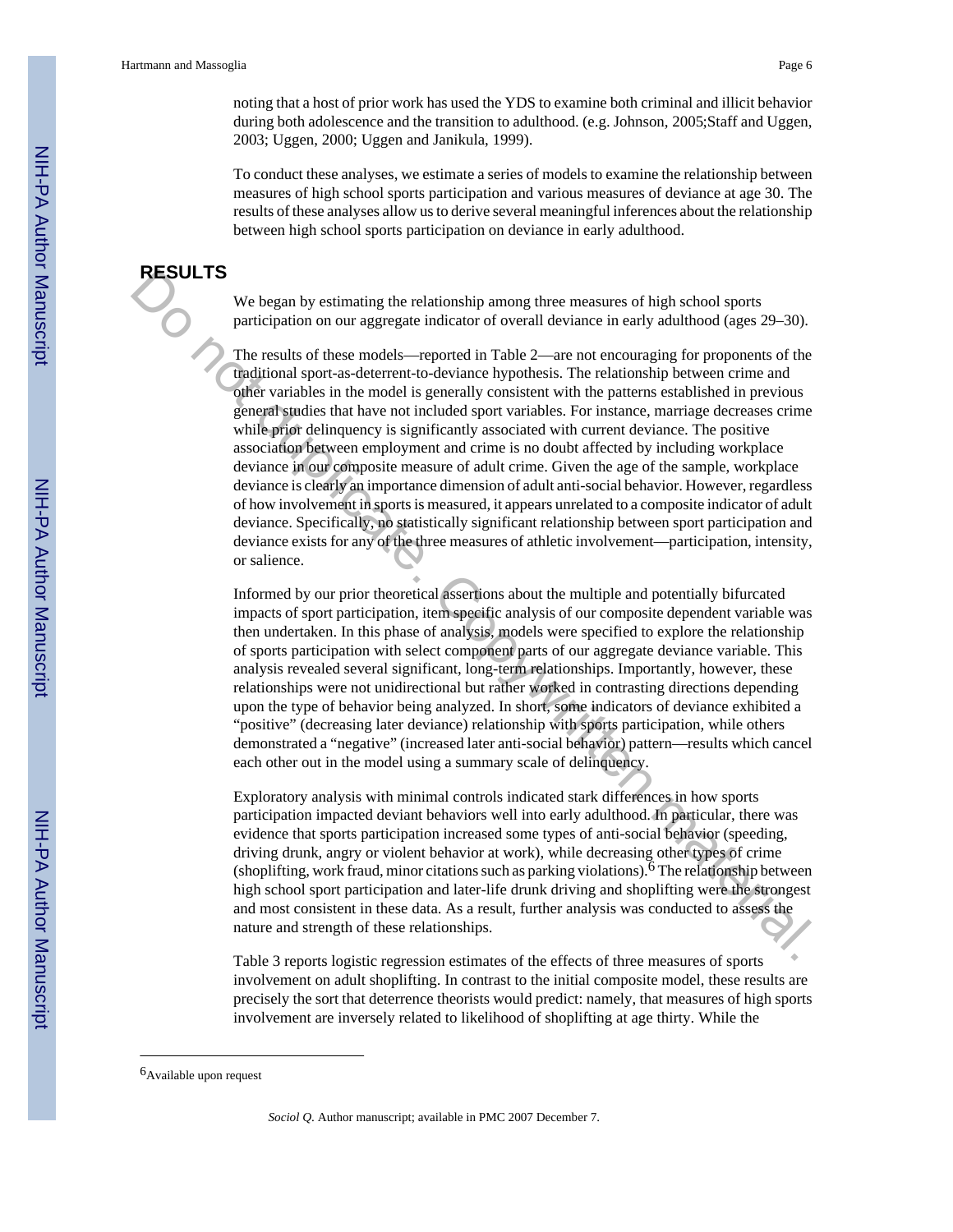noting that a host of prior work has used the YDS to examine both criminal and illicit behavior during both adolescence and the transition to adulthood. (e.g. Johnson, 2005;Staff and Uggen, 2003; Uggen, 2000; Uggen and Janikula, 1999).

To conduct these analyses, we estimate a series of models to examine the relationship between measures of high school sports participation and various measures of deviance at age 30. The results of these analyses allow us to derive several meaningful inferences about the relationship between high school sports participation on deviance in early adulthood.

## RESULTS

We began by estimating the relationship among three measures of high school sports participation on our aggregate indicator of overall deviance in early adulthood (ages 29–30).

The results of these models—reported in Table 2—are not encouraging for proponents of the traditional sport-as-deterrent-to-deviance hypothesis. The relationship between crime and other variables in the model is generally consistent with the patterns established in previous general studies that have not included sport variables. For instance, marriage decreases crime while prior delinquency is significantly associated with current deviance. The positive association between employment and crime is no doubt affected by including workplace deviance in our composite measure of adult crime. Given the age of the sample, workplace deviance is clearly an importance dimension of adult anti-social behavior. However, regardless of how involvement in sports is measured, it appears unrelated to a composite indicator of adult deviance. Specifically, no statistically significant relationship between sport participation and deviance exists for any of the three measures of athletic involvement—participation, intensity, or salience.

Informed by our prior theoretical assertions about the multiple and potentially bifurcated impacts of sport participation, item specific analysis of our composite dependent variable was then undertaken. In this phase of analysis, models were specified to explore the relationship of sports participation with select component parts of our aggregate deviance variable. This analysis revealed several significant, long-term relationships. Importantly, however, these relationships were not unidirectional but rather worked in contrasting directions depending upon the type of behavior being analyzed. In short, some indicators of deviance exhibited a "positive" (decreasing later deviance) relationship with sports participation, while others demonstrated a "negative" (increased later anti-social behavior) pattern—results which cancel each other out in the model using a summary scale of delinquency.

Exploratory analysis with minimal controls indicated stark differences in how sports participation impacted deviant behaviors well into early adulthood. In particular, there was evidence that sports participation increased some types of anti-social behavior (speeding, driving drunk, angry or violent behavior at work), while decreasing other types of crime (shoplifting, work fraud, minor citations such as parking violations).[6] The relationship between high school sport participation and later-life drunk driving and shoplifting were the strongest and most consistent in these data. As a result, further analysis was conducted to assess the nature and strength of these relationships.

Table 3 reports logistic regression estimates of the effects of three measures of sports involvement on adult shoplifting. In contrast to the initial composite model, these results are precisely the sort that deterrence theorists would predict: namely, that measures of high sports involvement are inversely related to likelihood of shoplifting at age thirty. While the

[6] Available upon request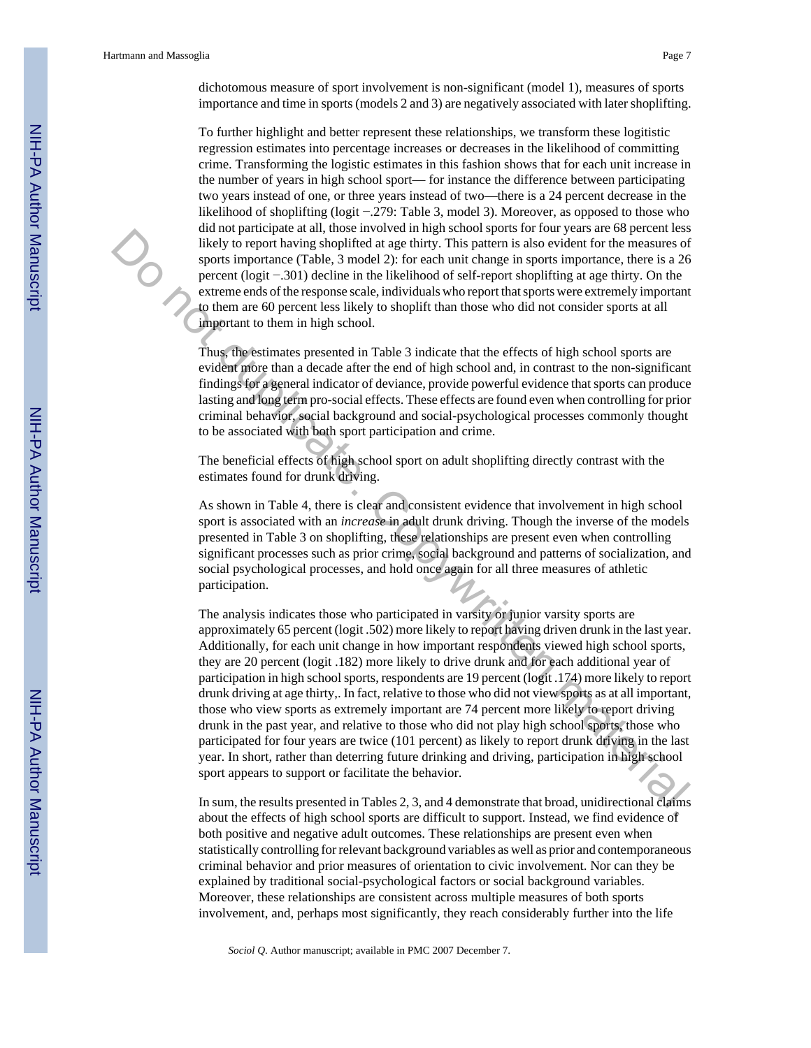dichotomous measure of sport involvement is non-significant (model 1), measures of sports importance and time in sports (models 2 and 3) are negatively associated with later shoplifting.

To further highlight and better represent these relationships, we transform these logitistic regression estimates into percentage increases or decreases in the likelihood of committing crime. Transforming the logistic estimates in this fashion shows that for each unit increase in the number of years in high school sport— for instance the difference between participating two years instead of one, or three years instead of two—there is a 24 percent decrease in the likelihood of shoplifting (logit −.279: Table 3, model 3). Moreover, as opposed to those who did not participate at all, those involved in high school sports for four years are 68 percent less likely to report having shoplifted at age thirty. This pattern is also evident for the measures of sports importance (Table, 3 model 2): for each unit change in sports importance, there is a 26 percent (logit −.301) decline in the likelihood of self-report shoplifting at age thirty. On the extreme ends of the response scale, individuals who report that sports were extremely important to them are 60 percent less likely to shoplift than those who did not consider sports at all important to them in high school.

Thus, the estimates presented in Table 3 indicate that the effects of high school sports are evident more than a decade after the end of high school and, in contrast to the non-significant findings for a general indicator of deviance, provide powerful evidence that sports can produce lasting and long term pro-social effects. These effects are found even when controlling for prior criminal behavior, social background and social-psychological processes commonly thought to be associated with both sport participation and crime.

The beneficial effects of high school sport on adult shoplifting directly contrast with the estimates found for drunk driving.

As shown in Table 4, there is clear and consistent evidence that involvement in high school sport is associated with an *increase* in adult drunk driving. Though the inverse of the models presented in Table 3 on shoplifting, these relationships are present even when controlling significant processes such as prior crime, social background and patterns of socialization, and social psychological processes, and hold once again for all three measures of athletic participation.

The analysis indicates those who participated in varsity or junior varsity sports are approximately 65 percent (logit .502) more likely to report having driven drunk in the last year. Additionally, for each unit change in how important respondents viewed high school sports, they are 20 percent (logit .182) more likely to drive drunk and for each additional year of participation in high school sports, respondents are 19 percent (logit .174) more likely to report drunk driving at age thirty,. In fact, relative to those who did not view sports as at all important, those who view sports as extremely important are 74 percent more likely to report driving drunk in the past year, and relative to those who did not play high school sports, those who participated for four years are twice (101 percent) as likely to report drunk driving in the last year. In short, rather than deterring future drinking and driving, participation in high school sport appears to support or facilitate the behavior.

In sum, the results presented in Tables 2, 3, and 4 demonstrate that broad, unidirectional claims about the effects of high school sports are difficult to support. Instead, we find evidence of both positive and negative adult outcomes. These relationships are present even when statistically controlling for relevant background variables as well as prior and contemporaneous criminal behavior and prior measures of orientation to civic involvement. Nor can they be explained by traditional social-psychological factors or social background variables. Moreover, these relationships are consistent across multiple measures of both sports involvement, and, perhaps most significantly, they reach considerably further into the life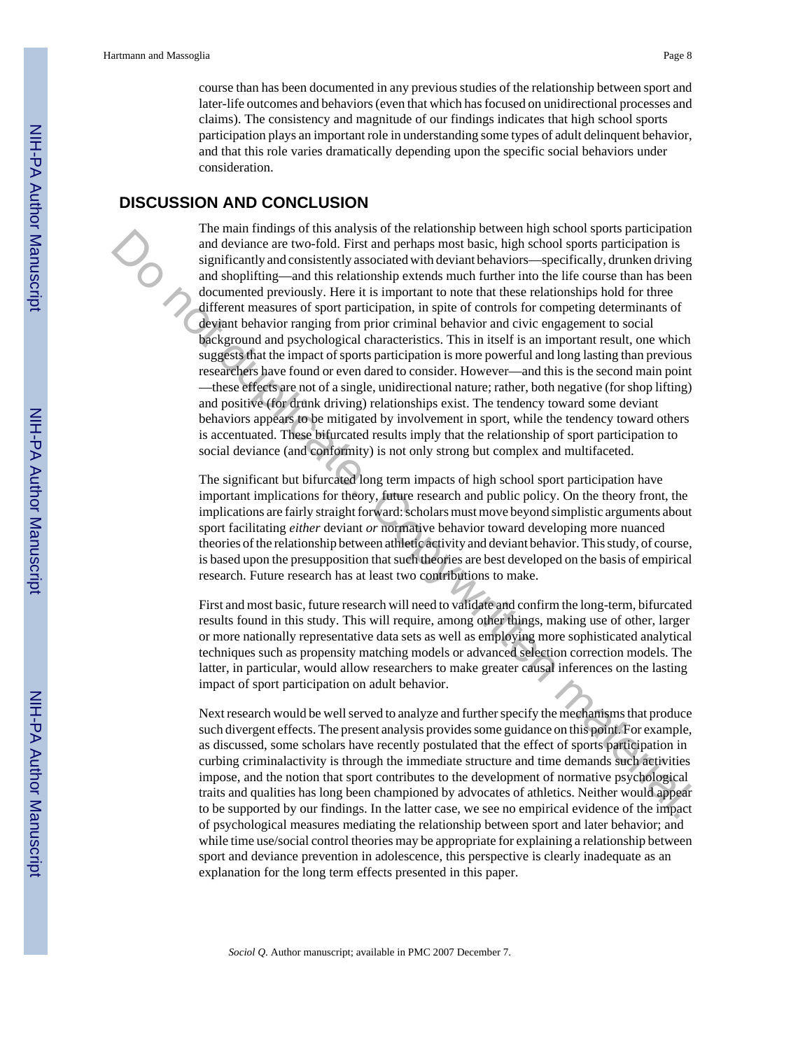course than has been documented in any previous studies of the relationship between sport and later-life outcomes and behaviors (even that which has focused on unidirectional processes and claims). The consistency and magnitude of our findings indicates that high school sports participation plays an important role in understanding some types of adult delinquent behavior, and that this role varies dramatically depending upon the specific social behaviors under consideration.

## DISCUSSION AND CONCLUSION

The main findings of this analysis of the relationship between high school sports participation and deviance are two-fold. First and perhaps most basic, high school sports participation is significantly and consistently associated with deviant behaviors—specifically, drunken driving and shoplifting—and this relationship extends much further into the life course than has been documented previously. Here it is important to note that these relationships hold for three different measures of sport participation, in spite of controls for competing determinants of deviant behavior ranging from prior criminal behavior and civic engagement to social background and psychological characteristics. This in itself is an important result, one which suggests that the impact of sports participation is more powerful and long lasting than previous researchers have found or even dared to consider. However—and this is the second main point—these effects are not of a single, unidirectional nature; rather, both negative (for shop lifting) and positive (for drunk driving) relationships exist. The tendency toward some deviant behaviors appears to be mitigated by involvement in sport, while the tendency toward others is accentuated. These bifurcated results imply that the relationship of sport participation to social deviance (and conformity) is not only strong but complex and multifaceted.

The significant but bifurcated long term impacts of high school sport participation have important implications for theory, future research and public policy. On the theory front, the implications are fairly straight forward: scholars must move beyond simplistic arguments about sport facilitating *either* deviant *or* normative behavior toward developing more nuanced theories of the relationship between athletic activity and deviant behavior. This study, of course, is based upon the presupposition that such theories are best developed on the basis of empirical research. Future research has at least two contributions to make.

First and most basic, future research will need to validate and confirm the long-term, bifurcated results found in this study. This will require, among other things, making use of other, larger or more nationally representative data sets as well as employing more sophisticated analytical techniques such as propensity matching models or advanced selection correction models. The latter, in particular, would allow researchers to make greater causal inferences on the lasting impact of sport participation on adult behavior.

Next research would be well served to analyze and further specify the mechanisms that produce such divergent effects. The present analysis provides some guidance on this point. For example, as discussed, some scholars have recently postulated that the effect of sports participation in curbing criminalactivity is through the immediate structure and time demands such activities impose, and the notion that sport contributes to the development of normative psychological traits and qualities has long been championed by advocates of athletics. Neither would appear to be supported by our findings. In the latter case, we see no empirical evidence of the impact of psychological measures mediating the relationship between sport and later behavior; and while time use/social control theories may be appropriate for explaining a relationship between sport and deviance prevention in adolescence, this perspective is clearly inadequate as an explanation for the long term effects presented in this paper.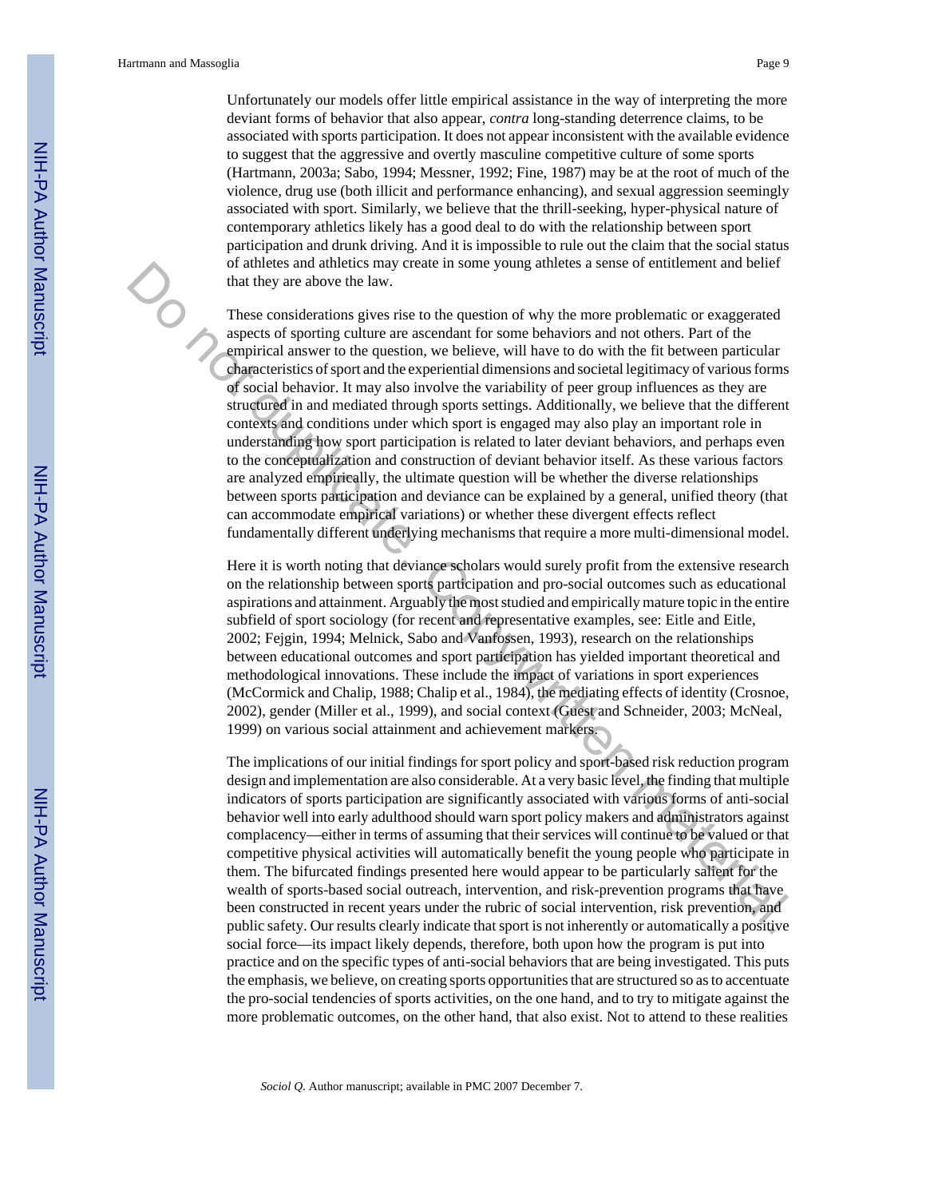Unfortunately our models offer little empirical assistance in the way of interpreting the more deviant forms of behavior that also appear, *contra* long-standing deterrence claims, to be associated with sports participation. It does not appear inconsistent with the available evidence to suggest that the aggressive and overtly masculine competitive culture of some sports (Hartmann, 2003a; Sabo, 1994; Messner, 1992; Fine, 1987) may be at the root of much of the violence, drug use (both illicit and performance enhancing), and sexual aggression seemingly associated with sport. Similarly, we believe that the thrill-seeking, hyper-physical nature of contemporary athletics likely has a good deal to do with the relationship between sport participation and drunk driving. And it is impossible to rule out the claim that the social status of athletes and athletics may create in some young athletes a sense of entitlement and belief that they are above the law.

These considerations gives rise to the question of why the more problematic or exaggerated aspects of sporting culture are ascendant for some behaviors and not others. Part of the empirical answer to the question, we believe, will have to do with the fit between particular characteristics of sport and the experiential dimensions and societal legitimacy of various forms of social behavior. It may also involve the variability of peer group influences as they are structured in and mediated through sports settings. Additionally, we believe that the different contexts and conditions under which sport is engaged may also play an important role in understanding how sport participation is related to later deviant behaviors, and perhaps even to the conceptualization and construction of deviant behavior itself. As these various factors are analyzed empirically, the ultimate question will be whether the diverse relationships between sports participation and deviance can be explained by a general, unified theory (that can accommodate empirical variations) or whether these divergent effects reflect fundamentally different underlying mechanisms that require a more multi-dimensional model.

Here it is worth noting that deviance scholars would surely profit from the extensive research on the relationship between sports participation and pro-social outcomes such as educational aspirations and attainment. Arguably the most studied and empirically mature topic in the entire subfield of sport sociology (for recent and representative examples, see: Eitle and Eitle, 2002; Fejgin, 1994; Melnick, Sabo and Vanfossen, 1993), research on the relationships between educational outcomes and sport participation has yielded important theoretical and methodological innovations. These include the impact of variations in sport experiences (McCormick and Chalip, 1988; Chalip et al., 1984), the mediating effects of identity (Crosnoe, 2002), gender (Miller et al., 1999), and social context (Guest and Schneider, 2003; McNeal, 1999) on various social attainment and achievement markers.

The implications of our initial findings for sport policy and sport-based risk reduction program design and implementation are also considerable. At a very basic level, the finding that multiple indicators of sports participation are significantly associated with various forms of anti-social behavior well into early adulthood should warn sport policy makers and administrators against complacency—either in terms of assuming that their services will continue to be valued or that competitive physical activities will automatically benefit the young people who participate in them. The bifurcated findings presented here would appear to be particularly salient for the wealth of sports-based social outreach, intervention, and risk-prevention programs that have been constructed in recent years under the rubric of social intervention, risk prevention, and public safety. Our results clearly indicate that sport is not inherently or automatically a positive social force—its impact likely depends, therefore, both upon how the program is put into practice and on the specific types of anti-social behaviors that are being investigated. This puts the emphasis, we believe, on creating sports opportunities that are structured so as to accentuate the pro-social tendencies of sports activities, on the one hand, and to try to mitigate against the more problematic outcomes, on the other hand, that also exist. Not to attend to these realities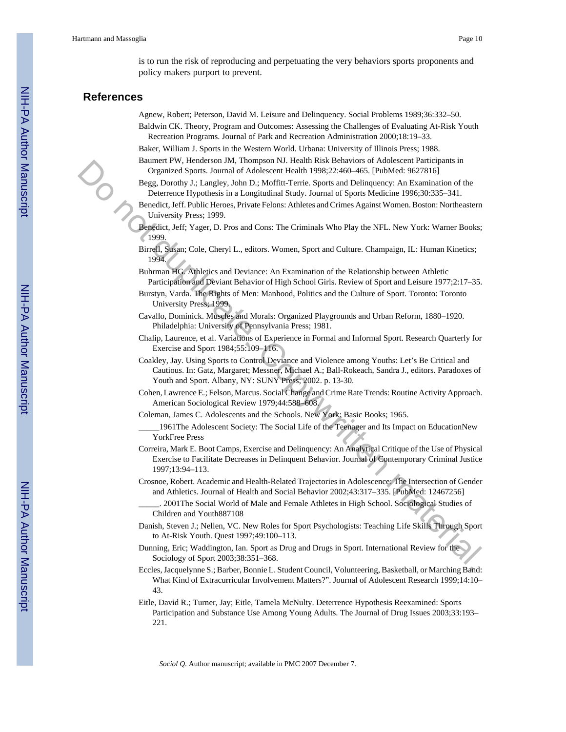is to run the risk of reproducing and perpetuating the very behaviors sports proponents and policy makers purport to prevent.

## References

Agnew, Robert; Peterson, David M. Leisure and Delinquency. Social Problems 1989;36:332–50.

Baldwin CK. Theory, Program and Outcomes: Assessing the Challenges of Evaluating At-Risk Youth Recreation Programs. Journal of Park and Recreation Administration 2000;18:19–33.

Baker, William J. Sports in the Western World. Urbana: University of Illinois Press; 1988.

Baumert PW, Henderson JM, Thompson NJ. Health Risk Behaviors of Adolescent Participants in Organized Sports. Journal of Adolescent Health 1998;22:460–465. [PubMed: 9627816]

Begg, Dorothy J.; Langley, John D.; Moffitt-Terrie. Sports and Delinquency: An Examination of the Deterrence Hypothesis in a Longitudinal Study. Journal of Sports Medicine 1996;30:335–341.

Benedict, Jeff. Public Heroes, Private Felons: Athletes and Crimes Against Women. Boston: Northeastern University Press; 1999.

Benedict, Jeff; Yager, D. Pros and Cons: The Criminals Who Play the NFL. New York: Warner Books; 1999.

Birrell, Susan; Cole, Cheryl L., editors. Women, Sport and Culture. Champaign, IL: Human Kinetics; 1994.

Buhrman HG. Athletics and Deviance: An Examination of the Relationship between Athletic Participation and Deviant Behavior of High School Girls. Review of Sport and Leisure 1977;2:17–35.

Burstyn, Varda. The Rights of Men: Manhood, Politics and the Culture of Sport. Toronto: Toronto University Press; 1999.

Cavallo, Dominick. Muscles and Morals: Organized Playgrounds and Urban Reform, 1880–1920. Philadelphia: University of Pennsylvania Press; 1981.

Chalip, Laurence, et al. Variations of Experience in Formal and Informal Sport. Research Quarterly for Exercise and Sport 1984;55:109–116.

Coakley, Jay. Using Sports to Control Deviance and Violence among Youths: Let's Be Critical and Cautious. In: Gatz, Margaret; Messner, Michael A.; Ball-Rokeach, Sandra J., editors. Paradoxes of Youth and Sport. Albany, NY: SUNY Press; 2002. p. 13-30.

Cohen, Lawrence E.; Felson, Marcus. Social Change and Crime Rate Trends: Routine Activity Approach. American Sociological Review 1979;44:588–608.

Coleman, James C. Adolescents and the Schools. New York: Basic Books; 1965.

_____1961The Adolescent Society: The Social Life of the Teenager and Its Impact on EducationNew YorkFree Press

Correira, Mark E. Boot Camps, Exercise and Delinquency: An Analytical Critique of the Use of Physical Exercise to Facilitate Decreases in Delinquent Behavior. Journal of Contemporary Criminal Justice 1997;13:94–113.

Crosnoe, Robert. Academic and Health-Related Trajectories in Adolescence: The Intersection of Gender and Athletics. Journal of Health and Social Behavior 2002;43:317–335. [PubMed: 12467256]

_____. 2001The Social World of Male and Female Athletes in High School. Sociological Studies of Children and Youth887108

Danish, Steven J.; Nellen, VC. New Roles for Sport Psychologists: Teaching Life Skills Through Sport to At-Risk Youth. Quest 1997;49:100–113.

Dunning, Eric; Waddington, Ian. Sport as Drug and Drugs in Sport. International Review for the Sociology of Sport 2003;38:351–368.

Eccles, Jacquelynne S.; Barber, Bonnie L. Student Council, Volunteering, Basketball, or Marching Band: What Kind of Extracurricular Involvement Matters?". Journal of Adolescent Research 1999;14:10–43.

Eitle, David R.; Turner, Jay; Eitle, Tamela McNulty. Deterrence Hypothesis Reexamined: Sports Participation and Substance Use Among Young Adults. The Journal of Drug Issues 2003;33:193–221.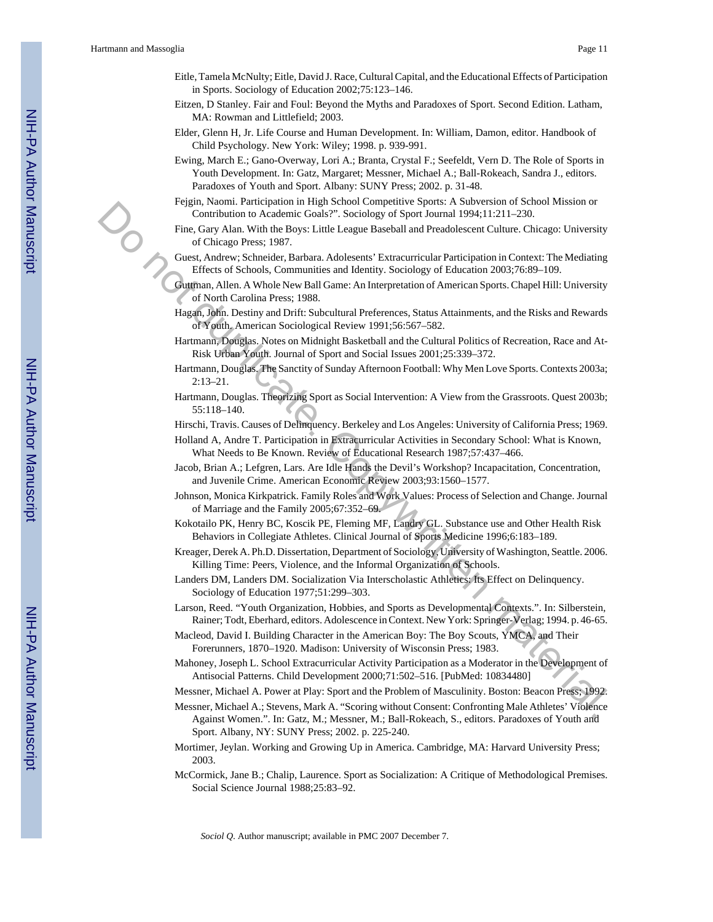Eitle, Tamela McNulty; Eitle, David J. Race, Cultural Capital, and the Educational Effects of Participation in Sports. Sociology of Education 2002;75:123–146.

Eitzen, D Stanley. Fair and Foul: Beyond the Myths and Paradoxes of Sport. Second Edition. Latham, MA: Rowman and Littlefield; 2003.

Elder, Glenn H, Jr. Life Course and Human Development. In: William, Damon, editor. Handbook of Child Psychology. New York: Wiley; 1998. p. 939-991.

Ewing, March E.; Gano-Overway, Lori A.; Branta, Crystal F.; Seefeldt, Vern D. The Role of Sports in Youth Development. In: Gatz, Margaret; Messner, Michael A.; Ball-Rokeach, Sandra J., editors. Paradoxes of Youth and Sport. Albany: SUNY Press; 2002. p. 31-48.

Fejgin, Naomi. Participation in High School Competitive Sports: A Subversion of School Mission or Contribution to Academic Goals?". Sociology of Sport Journal 1994;11:211–230.

Fine, Gary Alan. With the Boys: Little League Baseball and Preadolescent Culture. Chicago: University of Chicago Press; 1987.

Guest, Andrew; Schneider, Barbara. Adolesents' Extracurricular Participation in Context: The Mediating Effects of Schools, Communities and Identity. Sociology of Education 2003;76:89–109.

Guttman, Allen. A Whole New Ball Game: An Interpretation of American Sports. Chapel Hill: University of North Carolina Press; 1988.

Hagan, John. Destiny and Drift: Subcultural Preferences, Status Attainments, and the Risks and Rewards of Youth. American Sociological Review 1991;56:567–582.

Hartmann, Douglas. Notes on Midnight Basketball and the Cultural Politics of Recreation, Race and At-Risk Urban Youth. Journal of Sport and Social Issues 2001;25:339–372.

Hartmann, Douglas. The Sanctity of Sunday Afternoon Football: Why Men Love Sports. Contexts 2003a; 2:13–21.

Hartmann, Douglas. Theorizing Sport as Social Intervention: A View from the Grassroots. Quest 2003b; 55:118–140.

Hirschi, Travis. Causes of Delinquency. Berkeley and Los Angeles: University of California Press; 1969.

Holland A, Andre T. Participation in Extracurricular Activities in Secondary School: What is Known, What Needs to Be Known. Review of Educational Research 1987;57:437–466.

Jacob, Brian A.; Lefgren, Lars. Are Idle Hands the Devil's Workshop? Incapacitation, Concentration, and Juvenile Crime. American Economic Review 2003;93:1560–1577.

Johnson, Monica Kirkpatrick. Family Roles and Work Values: Process of Selection and Change. Journal of Marriage and the Family 2005;67:352–69.

Kokotailo PK, Henry BC, Koscik PE, Fleming MF, Landry GL. Substance use and Other Health Risk Behaviors in Collegiate Athletes. Clinical Journal of Sports Medicine 1996;6:183–189.

Kreager, Derek A. Ph.D. Dissertation, Department of Sociology, University of Washington, Seattle. 2006. Killing Time: Peers, Violence, and the Informal Organization of Schools.

Landers DM, Landers DM. Socialization Via Interscholastic Athletics: Its Effect on Delinquency. Sociology of Education 1977;51:299–303.

Larson, Reed. "Youth Organization, Hobbies, and Sports as Developmental Contexts.". In: Silberstein, Rainer; Todt, Eberhard, editors. Adolescence in Context. New York: Springer-Verlag; 1994. p. 46-65.

Macleod, David I. Building Character in the American Boy: The Boy Scouts, YMCA, and Their Forerunners, 1870–1920. Madison: University of Wisconsin Press; 1983.

Mahoney, Joseph L. School Extracurricular Activity Participation as a Moderator in the Development of Antisocial Patterns. Child Development 2000;71:502–516. [PubMed: 10834480]

Messner, Michael A. Power at Play: Sport and the Problem of Masculinity. Boston: Beacon Press; 1992.

Messner, Michael A.; Stevens, Mark A. "Scoring without Consent: Confronting Male Athletes' Violence Against Women.". In: Gatz, M.; Messner, M.; Ball-Rokeach, S., editors. Paradoxes of Youth and Sport. Albany, NY: SUNY Press; 2002. p. 225-240.

Mortimer, Jeylan. Working and Growing Up in America. Cambridge, MA: Harvard University Press; 2003.

McCormick, Jane B.; Chalip, Laurence. Sport as Socialization: A Critique of Methodological Premises. Social Science Journal 1988;25:83–92.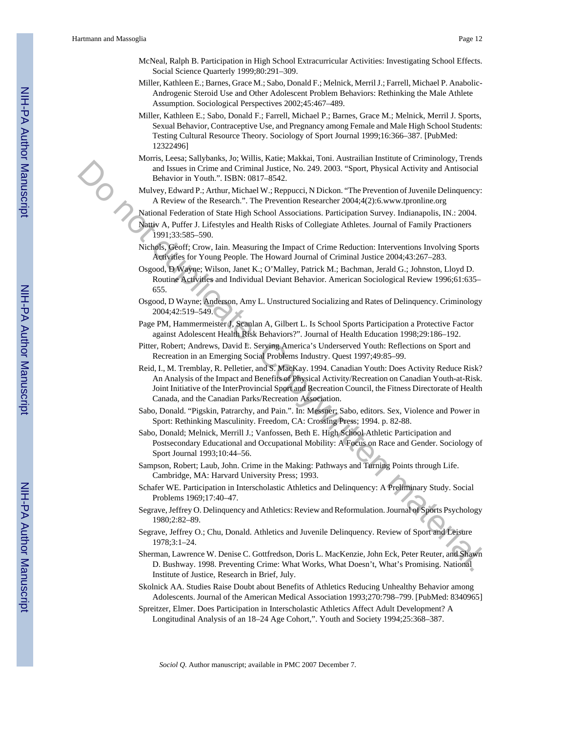McNeal, Ralph B. Participation in High School Extracurricular Activities: Investigating School Effects. Social Science Quarterly 1999;80:291–309.

Miller, Kathleen E.; Barnes, Grace M.; Sabo, Donald F.; Melnick, Merril J.; Farrell, Michael P. Anabolic-Androgenic Steroid Use and Other Adolescent Problem Behaviors: Rethinking the Male Athlete Assumption. Sociological Perspectives 2002;45:467–489.

Miller, Kathleen E.; Sabo, Donald F.; Farrell, Michael P.; Barnes, Grace M.; Melnick, Merril J. Sports, Sexual Behavior, Contraceptive Use, and Pregnancy among Female and Male High School Students: Testing Cultural Resource Theory. Sociology of Sport Journal 1999;16:366–387. [PubMed: 12322496]

Morris, Leesa; Sallybanks, Jo; Willis, Katie; Makkai, Toni. Austrailian Institute of Criminology, Trends and Issues in Crime and Criminal Justice, No. 249. 2003. "Sport, Physical Activity and Antisocial Behavior in Youth.". ISBN: 0817–8542.

Mulvey, Edward P.; Arthur, Michael W.; Reppucci, N Dickon. "The Prevention of Juvenile Delinquency: A Review of the Research.". The Prevention Researcher 2004;4(2):6.www.tpronline.org

National Federation of State High School Associations. Participation Survey. Indianapolis, IN.: 2004.

Nattiv A, Puffer J. Lifestyles and Health Risks of Collegiate Athletes. Journal of Family Practioners 1991;33:585–590.

Nichols, Geoff; Crow, Iain. Measuring the Impact of Crime Reduction: Interventions Involving Sports Activities for Young People. The Howard Journal of Criminal Justice 2004;43:267–283.

Osgood, D Wayne; Wilson, Janet K.; O'Malley, Patrick M.; Bachman, Jerald G.; Johnston, Lloyd D. Routine Activities and Individual Deviant Behavior. American Sociological Review 1996;61:635–655.

Osgood, D Wayne; Anderson, Amy L. Unstructured Socializing and Rates of Delinquency. Criminology 2004;42:519–549.

Page PM, Hammermeister J, Scanlan A, Gilbert L. Is School Sports Participation a Protective Factor against Adolescent Health Risk Behaviors?". Journal of Health Education 1998;29:186–192.

Pitter, Robert; Andrews, David L. Serving America's Underserved Youth: Reflections on Sport and Recreation in an Emerging Social Problems Industry. Quest 1997;49:85–99.

Reid, I., M. Tremblay, R. Pelletier, and S. MacKay. 1994. Canadian Youth: Does Activity Reduce Risk? An Analysis of the Impact and Benefits of Physical Activity/Recreation on Canadian Youth-at-Risk. Joint Initiative of the InterProvincial Sport and Recreation Council, the Fitness Directorate of Health Canada, and the Canadian Parks/Recreation Association.

Sabo, Donald. "Pigskin, Patrarchy, and Pain.". In: Messner; Sabo, editors. Sex, Violence and Power in Sport: Rethinking Masculinity. Freedom, CA: Crossing Press; 1994. p. 82-88.

Sabo, Donald; Melnick, Merrill J.; Vanfossen, Beth E. High School Athletic Participation and Postsecondary Educational and Occupational Mobility: A Focus on Race and Gender. Sociology of Sport Journal 1993;10:44–56.

Sampson, Robert; Laub, John. Crime in the Making: Pathways and Turning Points through Life. Cambridge, MA: Harvard University Press; 1993.

Schafer WE. Participation in Interscholastic Athletics and Delinquency: A Preliminary Study. Social Problems 1969;17:40–47.

Segrave, Jeffrey O. Delinquency and Athletics: Review and Reformulation. Journal of Sports Psychology 1980;2:82–89.

Segrave, Jeffrey O.; Chu, Donald. Athletics and Juvenile Delinquency. Review of Sport and Leisure 1978;3:1–24.

Sherman, Lawrence W. Denise C. Gottfredson, Doris L. MacKenzie, John Eck, Peter Reuter, and Shawn D. Bushway. 1998. Preventing Crime: What Works, What Doesn't, What's Promising. National Institute of Justice, Research in Brief, July.

Skolnick AA. Studies Raise Doubt about Benefits of Athletics Reducing Unhealthy Behavior among Adolescents. Journal of the American Medical Association 1993;270:798–799. [PubMed: 8340965]

Spreitzer, Elmer. Does Participation in Interscholastic Athletics Affect Adult Development? A Longitudinal Analysis of an 18–24 Age Cohort,". Youth and Society 1994;25:368–387.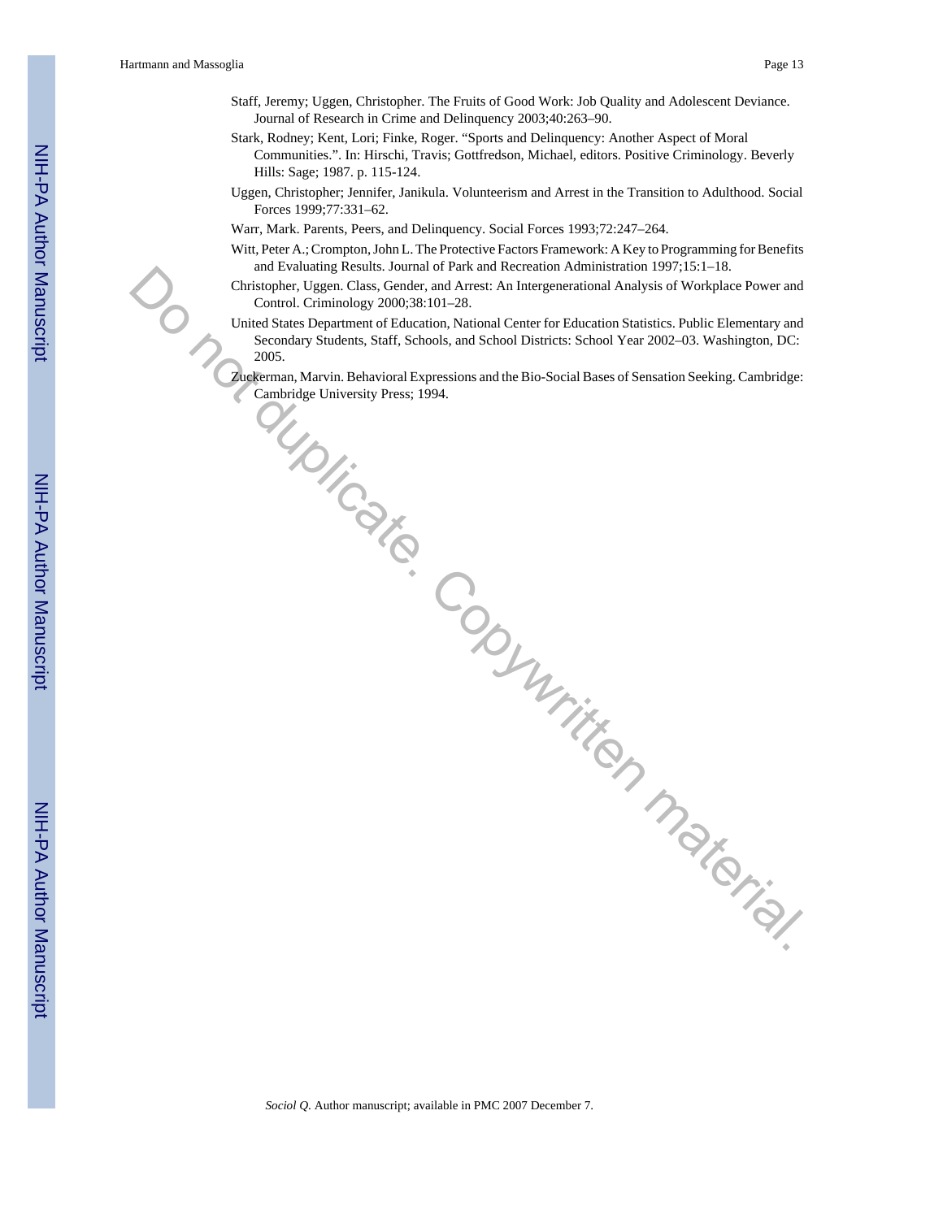Staff, Jeremy; Uggen, Christopher. The Fruits of Good Work: Job Quality and Adolescent Deviance. Journal of Research in Crime and Delinquency 2003;40:263–90.

Stark, Rodney; Kent, Lori; Finke, Roger. "Sports and Delinquency: Another Aspect of Moral Communities.". In: Hirschi, Travis; Gottfredson, Michael, editors. Positive Criminology. Beverly Hills: Sage; 1987. p. 115-124.

Uggen, Christopher; Jennifer, Janikula. Volunteerism and Arrest in the Transition to Adulthood. Social Forces 1999;77:331–62.

Warr, Mark. Parents, Peers, and Delinquency. Social Forces 1993;72:247–264.

Witt, Peter A.; Crompton, John L. The Protective Factors Framework: A Key to Programming for Benefits and Evaluating Results. Journal of Park and Recreation Administration 1997;15:1–18.

Christopher, Uggen. Class, Gender, and Arrest: An Intergenerational Analysis of Workplace Power and Control. Criminology 2000;38:101–28.

United States Department of Education, National Center for Education Statistics. Public Elementary and Secondary Students, Staff, Schools, and School Districts: School Year 2002–03. Washington, DC: 2005.

Zuckerman, Marvin. Behavioral Expressions and the Bio-Social Bases of Sensation Seeking. Cambridge: Cambridge University Press; 1994.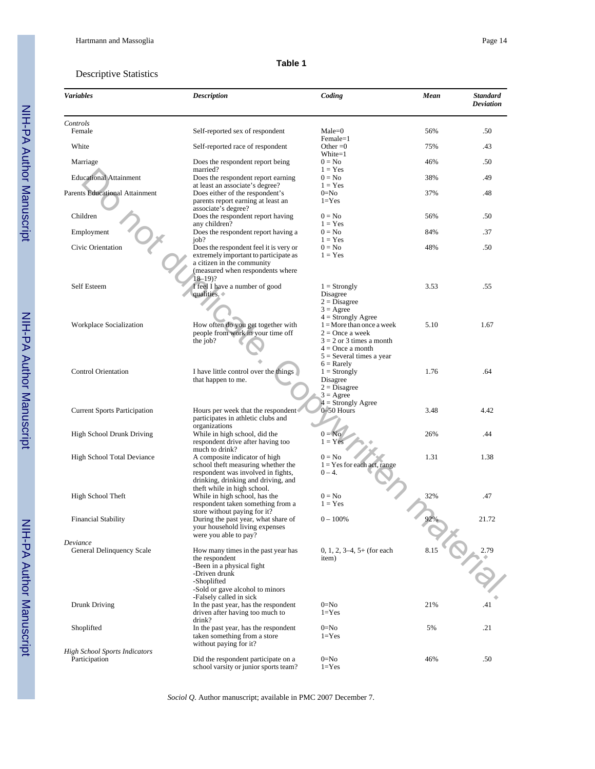**Table 1**

Descriptive Statistics

| *Variables* | *Description* | *Coding* | *Mean* | *Standard Deviation* |
|---|---|---|---|---|
| *Controls* | | | | |
| Female | Self-reported sex of respondent | Male=0 Female=1 | 56% | .50 |
| White | Self-reported race of respondent | Other =0 White=1 | 75% | .43 |
| Marriage | Does the respondent report being married? | 0 = No 1 = Yes | 46% | .50 |
| Educational Attainment | Does the respondent report earning at least an associate's degree? | 0 = No 1 = Yes | 38% | .49 |
| Parents Educational Attainment | Does either of the respondent's parents report earning at least an associate's degree? | 0=No 1=Yes | 37% | .48 |
| Children | Does the respondent report having any children? | 0 = No 1 = Yes | 56% | .50 |
| Employment | Does the respondent report having a job? | 0 = No 1 = Yes | 84% | .37 |
| Civic Orientation | Does the respondent feel it is very or extremely important to participate as a citizen in the community (measured when respondents where 18–19)? | 0 = No 1 = Yes | 48% | .50 |
| Self Esteem | I feel I have a number of good qualities. | 1 = Strongly Disagree 2 = Disagree 3 = Agree 4 = Strongly Agree | 3.53 | .55 |
| Workplace Socialization | How often do you get together with people from work in your time off the job? | 1 = More than once a week 2 = Once a week 3 = 2 or 3 times a month 4 = Once a month 5 = Several times a year 6 = Rarely | 5.10 | 1.67 |
| Control Orientation | I have little control over the things that happen to me. | 1 = Strongly Disagree 2 = Disagree 3 = Agree 4 = Strongly Agree | 1.76 | .64 |
| Current Sports Participation | Hours per week that the respondent participates in athletic clubs and organizations | 0–50 Hours | 3.48 | 4.42 |
| High School Drunk Driving | While in high school, did the respondent drive after having too much to drink? | 0 = No 1 = Yes | 26% | .44 |
| High School Total Deviance | A composite indicator of high school theft measuring whether the respondent was involved in fights, drinking, drinking and driving, and theft while in high school. | 0 = No 1 = Yes for each act, range 0 – 4. | 1.31 | 1.38 |
| High School Theft | While in high school, has the respondent taken something from a store without paying for it? | 0 = No 1 = Yes | 32% | .47 |
| Financial Stability | During the past year, what share of your household living expenses were you able to pay? | 0 – 100% | 92% | 21.72 |
| *Deviance* | | | | |
| General Delinquency Scale | How many times in the past year has the respondent -Been in a physical fight -Driven drunk -Shoplifted -Sold or gave alcohol to minors -Falsely called in sick | 0, 1, 2, 3–4, 5+ (for each item) | 8.15 | 2.79 |
| Drunk Driving | In the past year, has the respondent driven after having too much to drink? | 0=No 1=Yes | 21% | .41 |
| Shoplifted | In the past year, has the respondent taken something from a store without paying for it? | 0=No 1=Yes | 5% | .21 |
| *High School Sports Indicators* | | | | |
| Participation | Did the respondent participate on a school varsity or junior sports team? | 0=No 1=Yes | 46% | .50 |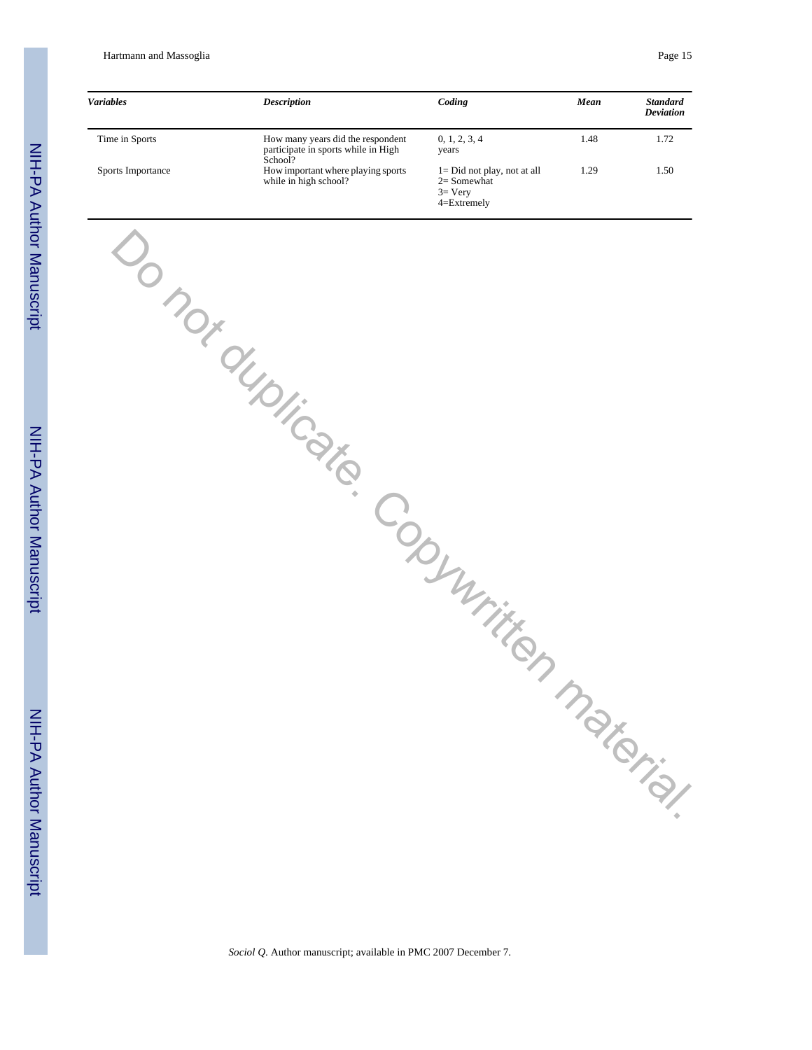| *Variables* | *Description* | *Coding* | *Mean* | *Standard Deviation* |
|---|---|---|---|---|
| Time in Sports | How many years did the respondent participate in sports while in High School? | 0, 1, 2, 3, 4 years | 1.48 | 1.72 |
| Sports Importance | How important where playing sports while in high school? | 1= Did not play, not at all<br>2= Somewhat<br>3= Very<br>4=Extremely | 1.29 | 1.50 |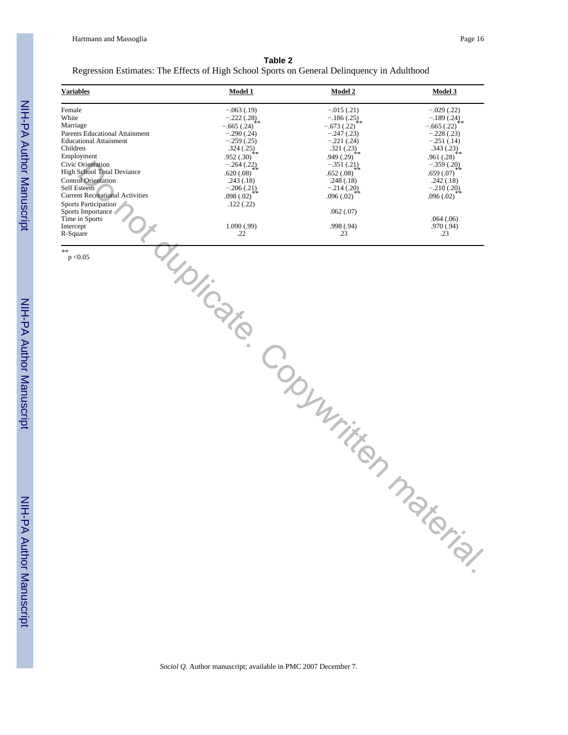**Table 2**

Regression Estimates: The Effects of High School Sports on General Delinquency in Adulthood

| Variables | Model 1 | Model 2 | Model 3 |
|---|---|---|---|
| Female | −.063 (.19) | −.015 (.21) | −.029 (.22) |
| White | −.222 (.28) | −.186 (.25) | −.189 (.24) |
| Marriage | −.665 (.24)** | −.673 (.22)** | −.665 (.22)** |
| Parents Educational Attainment | −.290 (.24) | −.247 (.23) | −.228 (.23) |
| Educational Attainment | −.259 (.25) | −.221 (.24) | −.251 (.14) |
| Children | .324 (.25) | .321 (.23) | .343 (.23) |
| Employment | .952 (.30)** | .949 (.29)** | .961 (.28)** |
| Civic Orientation | −.264 (.22) | −.351 (.21) | −.359 (.20) |
| High School Total Deviance | .620 (.08)** | .652 (.08)** | .659 (.07)** |
| Control Orientation | .243 (.18) | .248 (.18) | .242 (.18) |
| Self Esteem | −.206 (.21) | −.214 (.20) | −.210 (.20) |
| Current Recreational Activities | .098 (.02)** | .096 (.02)** | .096 (.02)** |
| Sports Participation | .122 (.22) | | |
| Sports Importance | | .062 (.07) | |
| Time in Sports | | | .064 (.06) |
| Intercept | 1.090 (.99) | .998 (.94) | .970 (.94) |
| R-Square | .22 | .23 | .23 |

** $p < 0.05$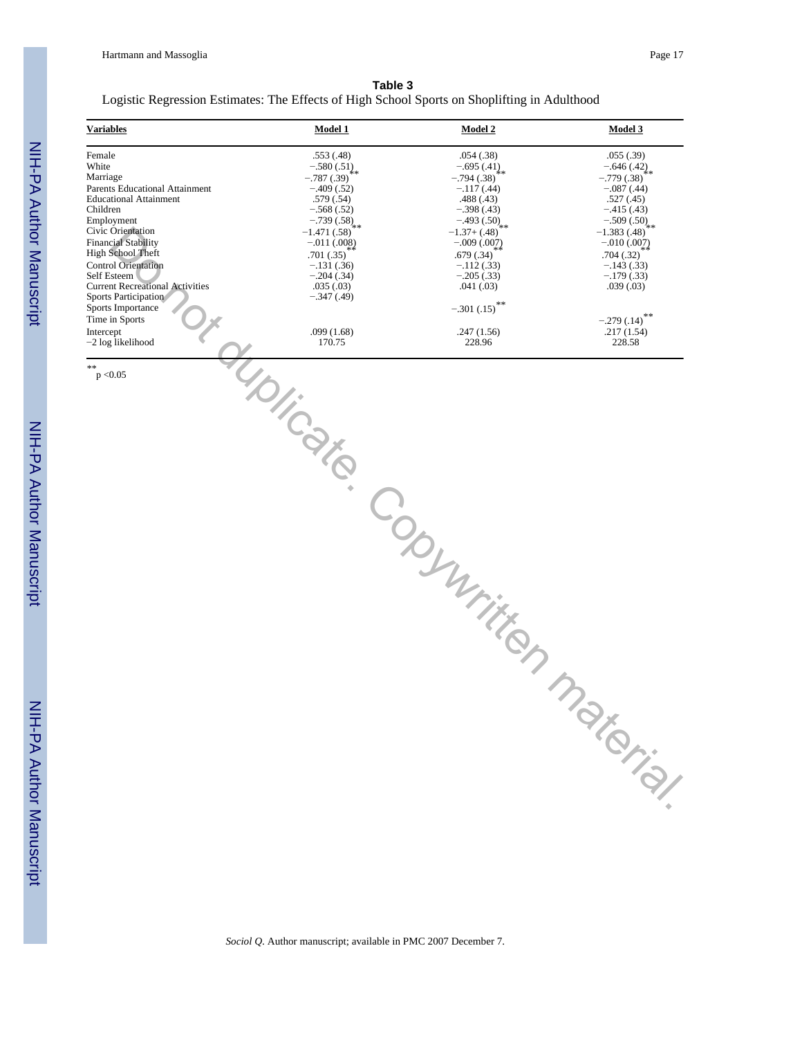**Table 3**

Logistic Regression Estimates: The Effects of High School Sports on Shoplifting in Adulthood

| Variables | Model 1 | Model 2 | Model 3 |
|---|---|---|---|
| Female | .553 (.48) | .054 (.38) | .055 (.39) |
| White | −.580 (.51) | −.695 (.41) | −.646 (.42) |
| Marriage | −.787 (.39)** | −.794 (.38)** | −.779 (.38)** |
| Parents Educational Attainment | −.409 (.52) | −.117 (.44) | −.087 (.44) |
| Educational Attainment | .579 (.54) | .488 (.43) | .527 (.45) |
| Children | −.568 (.52) | −.398 (.43) | −.415 (.43) |
| Employment | −.739 (.58) | −.493 (.50) | −.509 (.50) |
| Civic Orientation | −1.471 (.58)** | −1.37+ (.48)** | −1.383 (.48)** |
| Financial Stability | −.011 (.008) | −.009 (.007) | −.010 (.007) |
| High School Theft | .701 (.35)** | .679 (.34)** | .704 (.32)** |
| Control Orientation | −.131 (.36) | −.112 (.33) | −.143 (.33) |
| Self Esteem | −.204 (.34) | −.205 (.33) | −.179 (.33) |
| Current Recreational Activities | .035 (.03) | .041 (.03) | .039 (.03) |
| Sports Participation | −.347 (.49) | | |
| Sports Importance | | −.301 (.15)** | |
| Time in Sports | | | −.279 (.14)** |
| Intercept | .099 (1.68) | .247 (1.56) | .217 (1.54) |
| −2 log likelihood | 170.75 | 228.96 | 228.58 |

** $p < 0.05$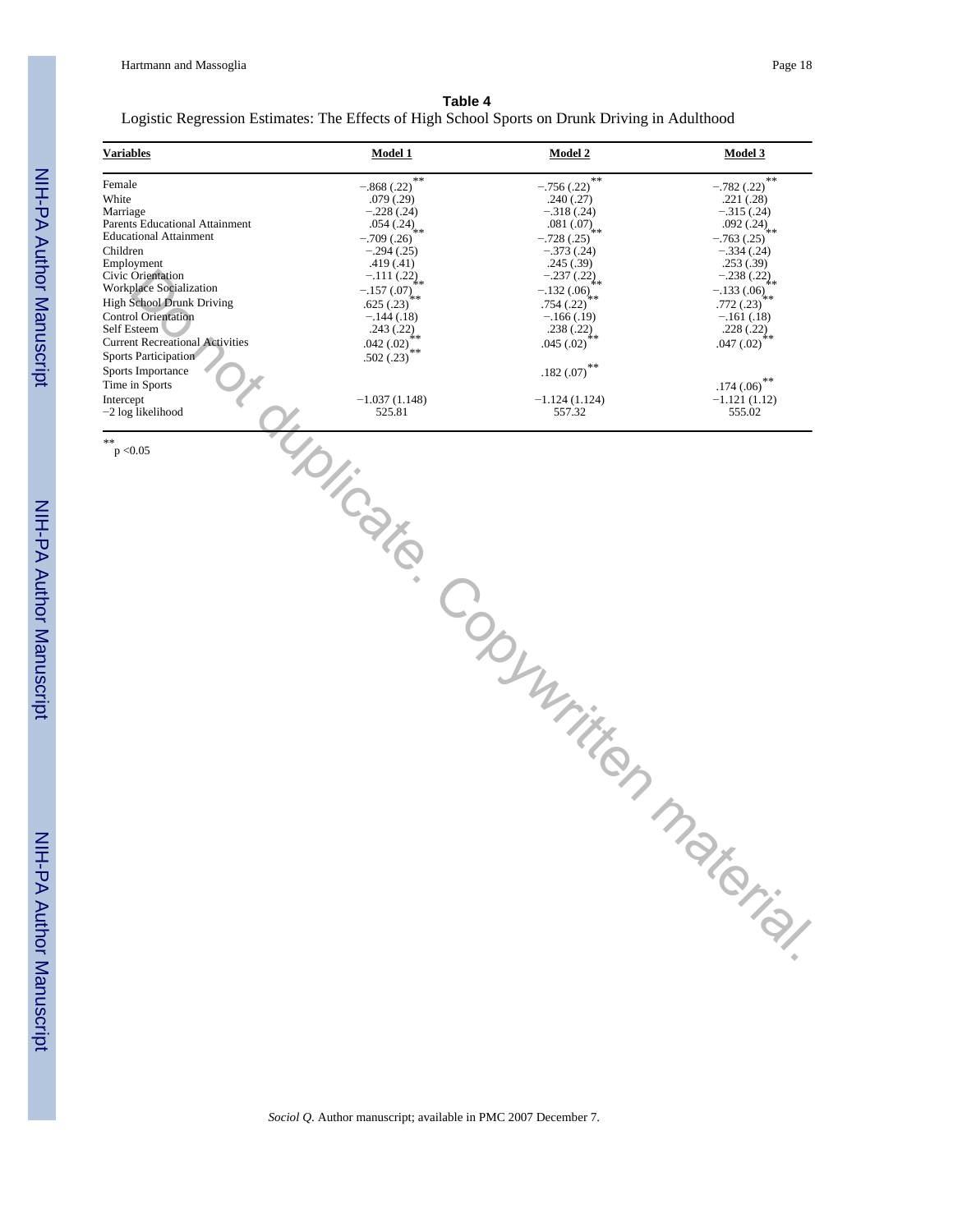**Table 4**

Logistic Regression Estimates: The Effects of High School Sports on Drunk Driving in Adulthood

| Variables | Model 1 | Model 2 | Model 3 |
|---|---|---|---|
| Female | −.868 (.22)** | −.756 (.22)** | −.782 (.22)** |
| White | .079 (.29) | .240 (.27) | .221 (.28) |
| Marriage | −.228 (.24) | −.318 (.24) | −.315 (.24) |
| Parents Educational Attainment | .054 (.24) | .081 (.07) | .092 (.24) |
| Educational Attainment | −.709 (.26)** | −.728 (.25)** | −.763 (.25)** |
| Children | −.294 (.25) | −.373 (.24) | −.334 (.24) |
| Employment | .419 (.41) | .245 (.39) | .253 (.39) |
| Civic Orientation | −.111 (.22) | −.237 (.22) | −.238 (.22) |
| Workplace Socialization | −.157 (.07)** | −.132 (.06)** | −.133 (.06)** |
| High School Drunk Driving | .625 (.23)** | .754 (.22)** | .772 (.23)** |
| Control Orientation | −.144 (.18) | −.166 (.19) | −.161 (.18) |
| Self Esteem | .243 (.22) | .238 (.22) | .228 (.22) |
| Current Recreational Activities | .042 (.02)** | .045 (.02)** | .047 (.02)** |
| Sports Participation | .502 (.23)** | | |
| Sports Importance | | .182 (.07)** | |
| Time in Sports | | | .174 (.06)** |
| Intercept | −1.037 (1.148) | −1.124 (1.124) | −1.121 (1.12) |
| −2 log likelihood | 525.81 | 557.32 | 555.02 |

** $p < 0.05$